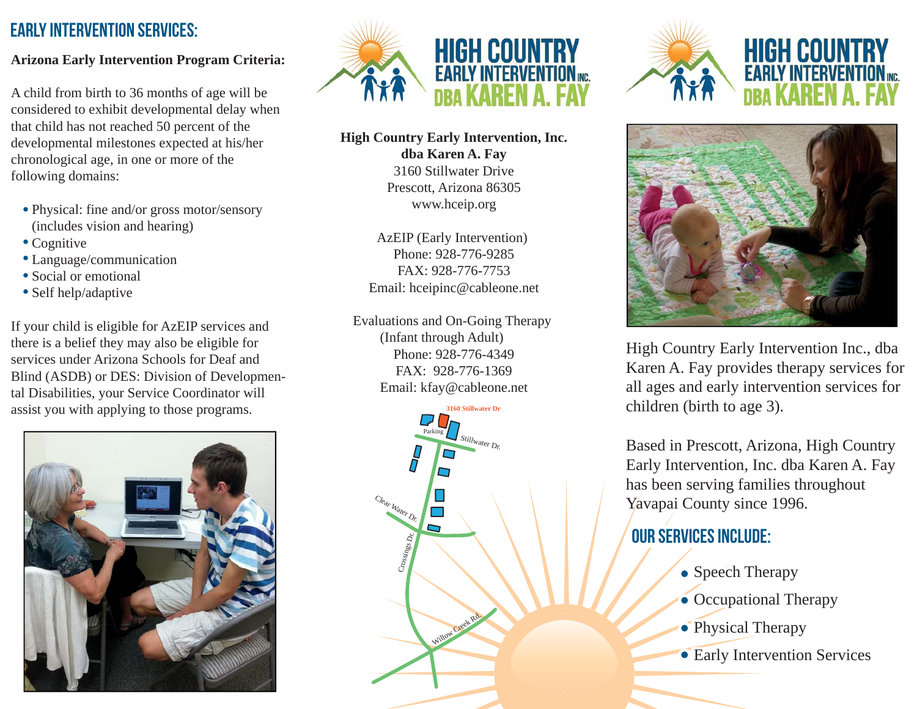## EARLY INTERVENTION SERVICES:

**Arizona Early Intervention Program Criteria:**

A child from birth to 36 months of age will be considered to exhibit developmental delay when that child has not reached 50 percent of the developmental milestones expected at his/her chronological age, in one or more of the following domains:

- Physical: fine and/or gross motor/sensory (includes vision and hearing)
- Cognitive
- Language/communication
- Social or emotional
- Self help/adaptive

If your child is eligible for AzEIP services and there is a belief they may also be eligible for services under Arizona Schools for Deaf and Blind (ASDB) or DES: Division of Developmental Disabilities, your Service Coordinator will assist you with applying to those programs.

# HIGH COUNTRY EARLY INTERVENTION INC. DBA KAREN A. FAY

**High Country Early Intervention, Inc.**
**dba Karen A. Fay**
3160 Stillwater Drive
Prescott, Arizona 86305
www.hceip.org

AzEIP (Early Intervention)
Phone: 928-776-9285
FAX: 928-776-7753
Email: hceipinc@cableone.net

Evaluations and On-Going Therapy
(Infant through Adult)
Phone: 928-776-4349
FAX: 928-776-1369
Email: kfay@cableone.net

3160 Stillwater Dr
Parking
Stillwater Dr.
Clear Water Dr.
Crossings Dr.
Willow Creek Rd.

# HIGH COUNTRY EARLY INTERVENTION INC. DBA KAREN A. FAY

High Country Early Intervention Inc., dba Karen A. Fay provides therapy services for all ages and early intervention services for children (birth to age 3).

Based in Prescott, Arizona, High Country Early Intervention, Inc. dba Karen A. Fay has been serving families throughout Yavapai County since 1996.

## OUR SERVICES INCLUDE:

- Speech Therapy
- Occupational Therapy
- Physical Therapy
- Early Intervention Services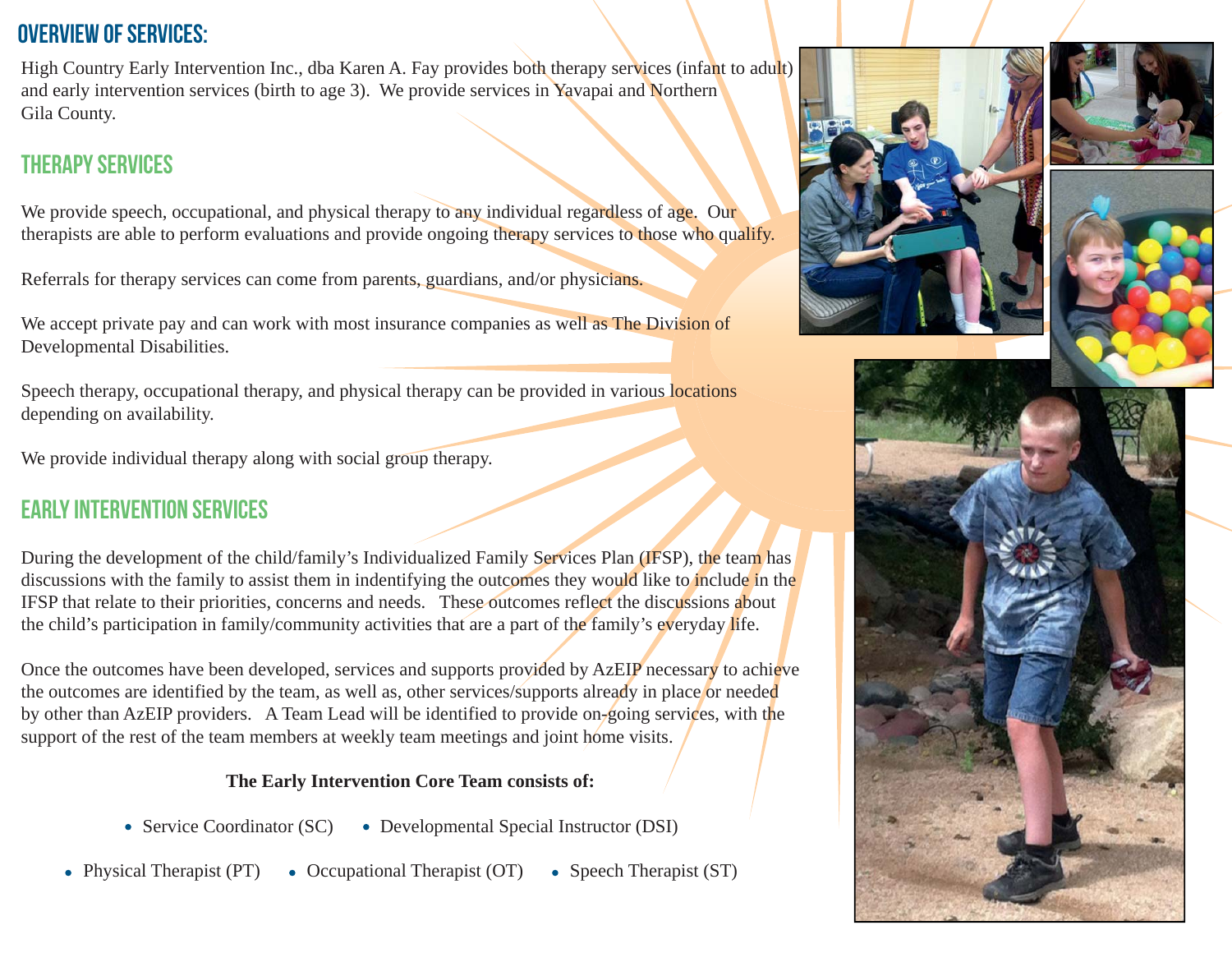# OVERVIEW OF SERVICES:

High Country Early Intervention Inc., dba Karen A. Fay provides both therapy services (infant to adult) and early intervention services (birth to age 3). We provide services in Yavapai and Northern Gila County.

## THERAPY SERVICES

We provide speech, occupational, and physical therapy to any individual regardless of age. Our therapists are able to perform evaluations and provide ongoing therapy services to those who qualify.

Referrals for therapy services can come from parents, guardians, and/or physicians.

We accept private pay and can work with most insurance companies as well as The Division of Developmental Disabilities.

Speech therapy, occupational therapy, and physical therapy can be provided in various locations depending on availability.

We provide individual therapy along with social group therapy.

## EARLY INTERVENTION SERVICES

During the development of the child/family's Individualized Family Services Plan (IFSP), the team has discussions with the family to assist them in indentifying the outcomes they would like to include in the IFSP that relate to their priorities, concerns and needs. These outcomes reflect the discussions about the child's participation in family/community activities that are a part of the family's everyday life.

Once the outcomes have been developed, services and supports provided by AzEIP necessary to achieve the outcomes are identified by the team, as well as, other services/supports already in place or needed by other than AzEIP providers. A Team Lead will be identified to provide on-going services, with the support of the rest of the team members at weekly team meetings and joint home visits.

**The Early Intervention Core Team consists of:**

- Service Coordinator (SC)
- Developmental Special Instructor (DSI)
- Physical Therapist (PT)
- Occupational Therapist (OT)
- Speech Therapist (ST)